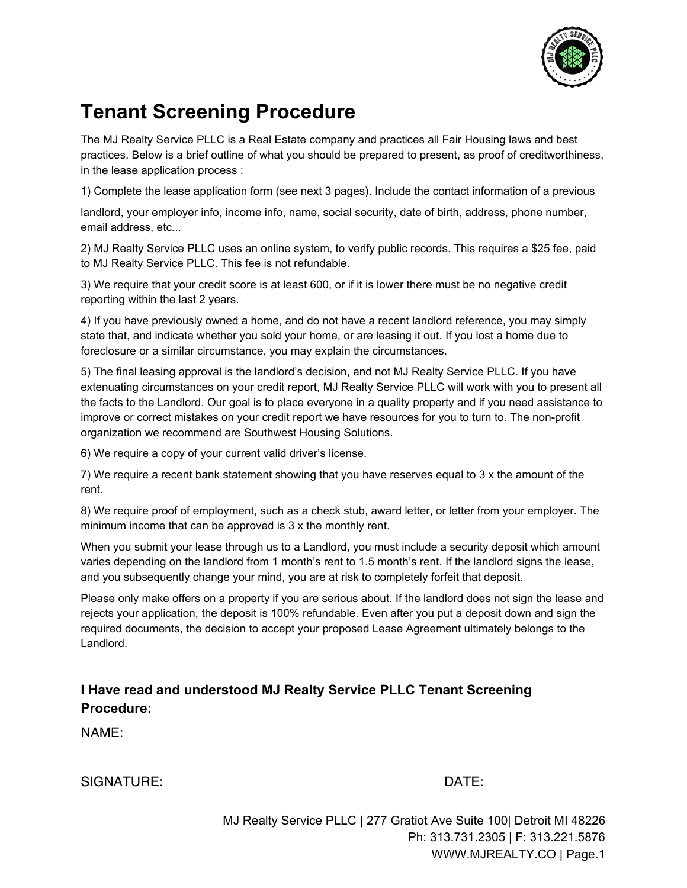# Tenant Screening Procedure

The MJ Realty Service PLLC is a Real Estate company and practices all Fair Housing laws and best practices. Below is a brief outline of what you should be prepared to present, as proof of creditworthiness, in the lease application process :

1) Complete the lease application form (see next 3 pages). Include the contact information of a previous landlord, your employer info, income info, name, social security, date of birth, address, phone number, email address, etc...

2) MJ Realty Service PLLC uses an online system, to verify public records. This requires a $25 fee, paid to MJ Realty Service PLLC. This fee is not refundable.

3) We require that your credit score is at least 600, or if it is lower there must be no negative credit reporting within the last 2 years.

4) If you have previously owned a home, and do not have a recent landlord reference, you may simply state that, and indicate whether you sold your home, or are leasing it out. If you lost a home due to foreclosure or a similar circumstance, you may explain the circumstances.

5) The final leasing approval is the landlord's decision, and not MJ Realty Service PLLC. If you have extenuating circumstances on your credit report, MJ Realty Service PLLC will work with you to present all the facts to the Landlord. Our goal is to place everyone in a quality property and if you need assistance to improve or correct mistakes on your credit report we have resources for you to turn to. The non-profit organization we recommend are Southwest Housing Solutions.

6) We require a copy of your current valid driver's license.

7) We require a recent bank statement showing that you have reserves equal to 3 x the amount of the rent.

8) We require proof of employment, such as a check stub, award letter, or letter from your employer. The minimum income that can be approved is 3 x the monthly rent.

When you submit your lease through us to a Landlord, you must include a security deposit which amount varies depending on the landlord from 1 month's rent to 1.5 month's rent. If the landlord signs the lease, and you subsequently change your mind, you are at risk to completely forfeit that deposit.

Please only make offers on a property if you are serious about. If the landlord does not sign the lease and rejects your application, the deposit is 100% refundable. Even after you put a deposit down and sign the required documents, the decision to accept your proposed Lease Agreement ultimately belongs to the Landlord.

### I Have read and understood MJ Realty Service PLLC Tenant Screening Procedure:

NAME:

SIGNATURE: DATE:

MJ Realty Service PLLC | 277 Gratiot Ave Suite 100| Detroit MI 48226
Ph: 313.731.2305 | F: 313.221.5876
WWW.MJREALTY.CO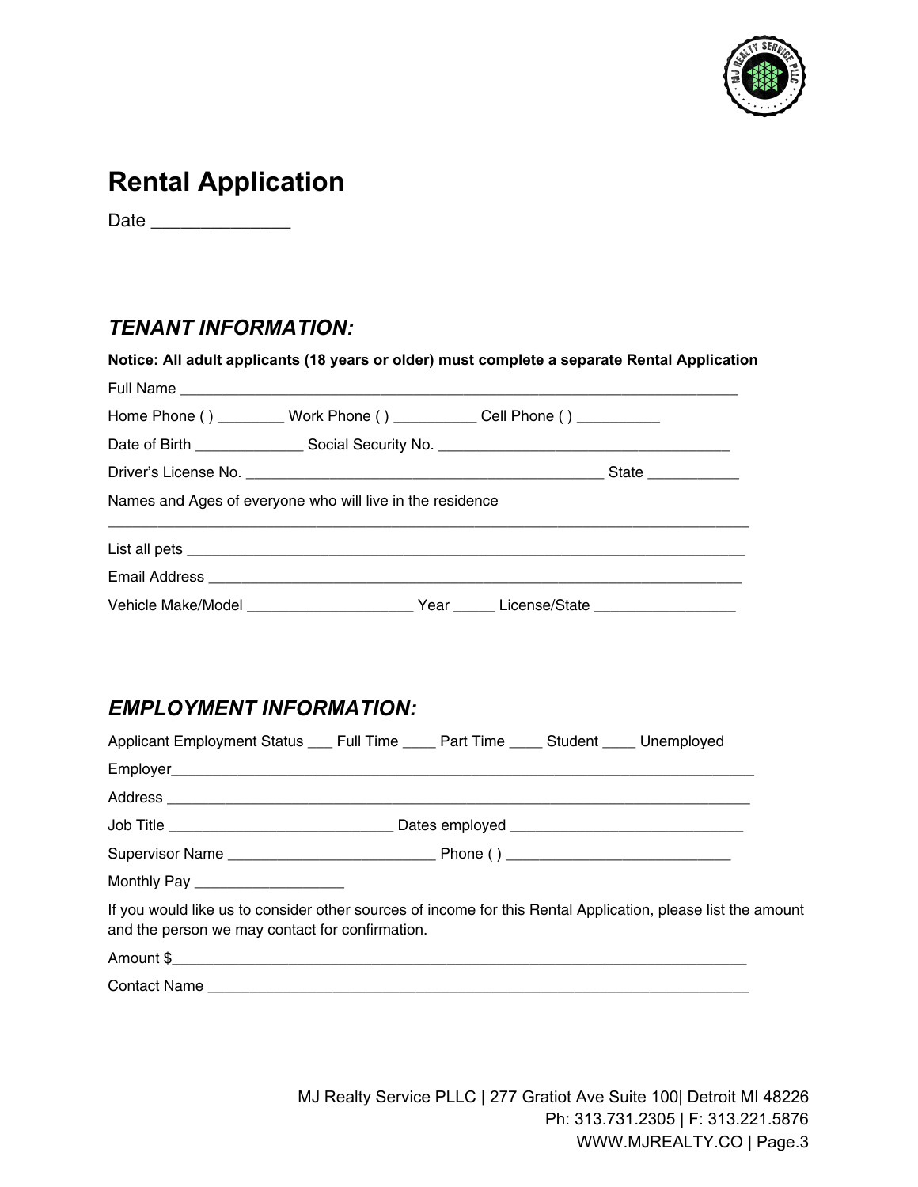# Rental Application

Date ______________

## *TENANT INFORMATION:*

**Notice: All adult applicants (18 years or older) must complete a separate Rental Application**

Full Name ___________________________________________________________________

Home Phone ( ) ________ Work Phone ( ) __________ Cell Phone ( ) __________

Date of Birth _____________ Social Security No. ___________________________________

Driver's License No. ___________________________________________ State ___________

Names and Ages of everyone who will live in the residence

_____________________________________________________________________________

List all pets _________________________________________________________________

Email Address _______________________________________________________________

Vehicle Make/Model ____________________ Year _____ License/State ________________

## *EMPLOYMENT INFORMATION:*

Applicant Employment Status ___ Full Time ____ Part Time ____ Student ____ Unemployed

Employer____________________________________________________________________

Address _____________________________________________________________________

Job Title ___________________________ Dates employed ____________________________

Supervisor Name _________________________ Phone ( ) ___________________________

Monthly Pay __________________

If you would like us to consider other sources of income for this Rental Application, please list the amount and the person we may contact for confirmation.

Amount $____________________________________________________________________

Contact Name _________________________________________________________________

MJ Realty Service PLLC | 277 Gratiot Ave Suite 100| Detroit MI 48226
Ph: 313.731.2305 | F: 313.221.5876
WWW.MJREALTY.CO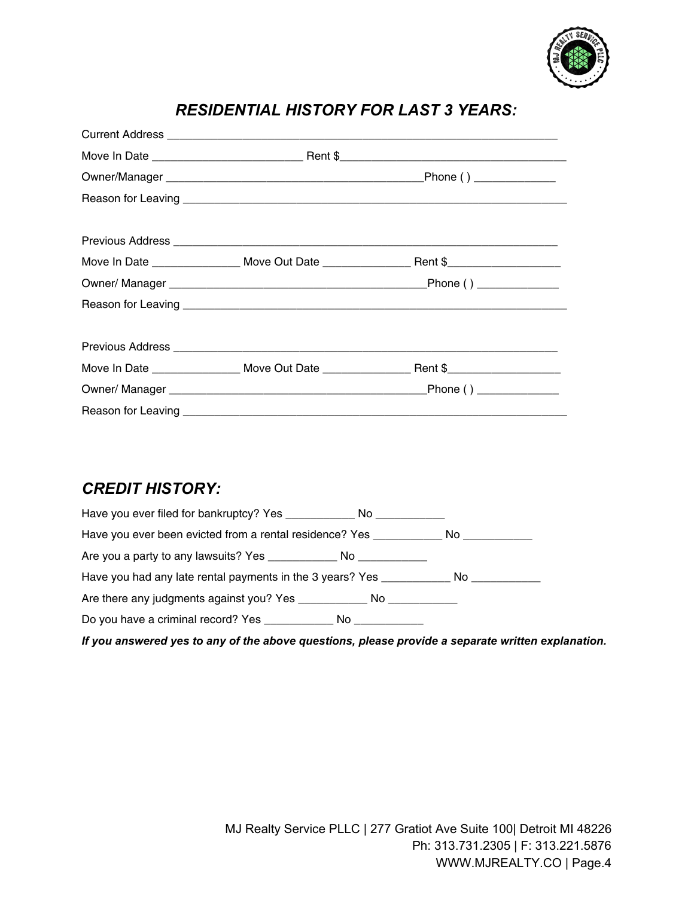## *RESIDENTIAL HISTORY FOR LAST 3 YEARS:*

Current Address ___________________________________________________________

Move In Date _______________________ Rent $___________________________________

Owner/Manager ________________________________________Phone ( ) _____________

Reason for Leaving ___________________________________________________________

Previous Address ___________________________________________________________

Move In Date ______________ Move Out Date ______________ Rent $__________________

Owner/ Manager ________________________________________Phone ( ) _____________

Reason for Leaving ___________________________________________________________

Previous Address ___________________________________________________________

Move In Date ______________ Move Out Date ______________ Rent $__________________

Owner/ Manager ________________________________________Phone ( ) _____________

Reason for Leaving ___________________________________________________________

## *CREDIT HISTORY:*

Have you ever filed for bankruptcy? Yes ___________ No ___________

Have you ever been evicted from a rental residence? Yes ___________ No ___________

Are you a party to any lawsuits? Yes ___________ No ___________

Have you had any late rental payments in the 3 years? Yes ___________ No ___________

Are there any judgments against you? Yes ___________ No ___________

Do you have a criminal record? Yes ___________ No ___________

***If you answered yes to any of the above questions, please provide a separate written explanation.***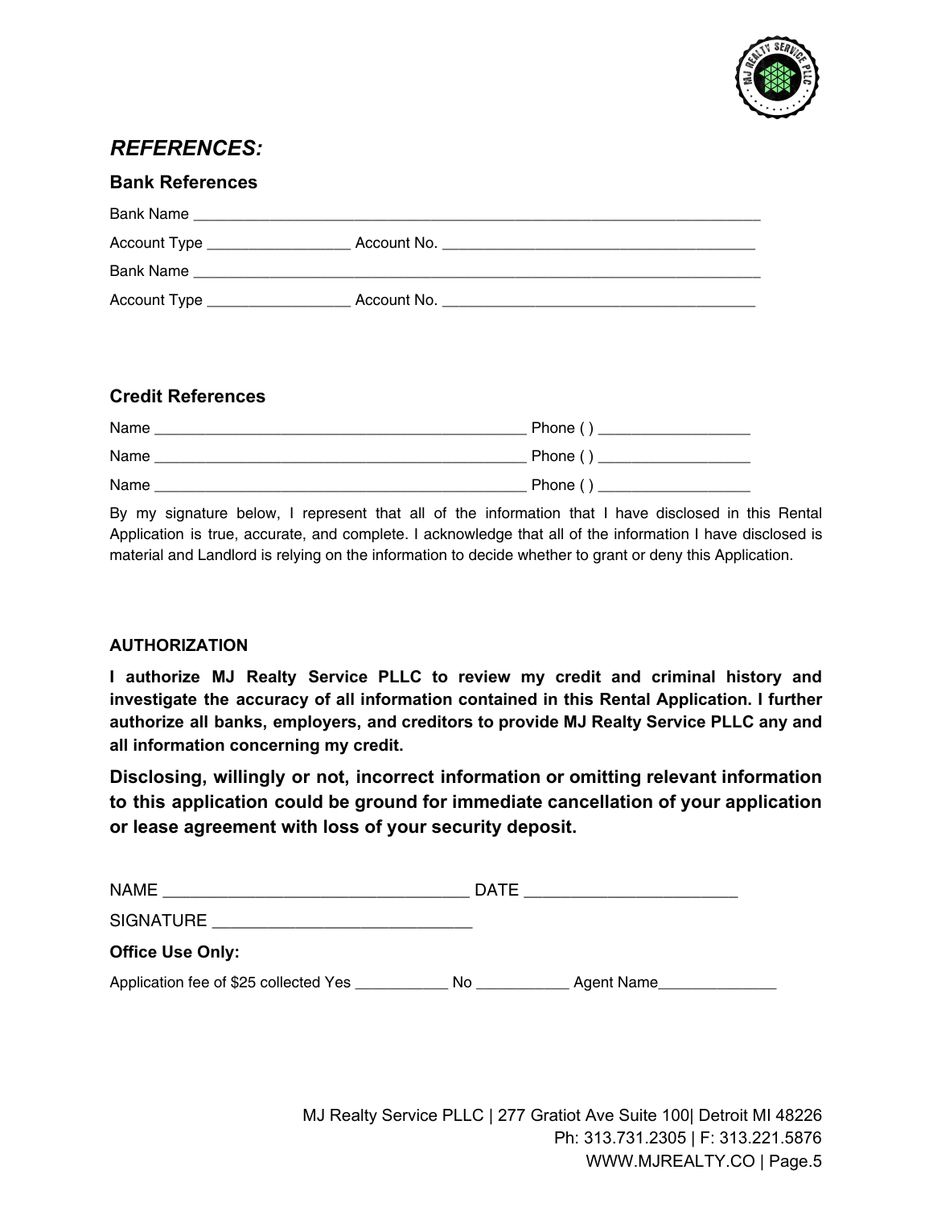## *REFERENCES:*

### Bank References

Bank Name ______________________________________________________________

Account Type ________________ Account No. ___________________________________

Bank Name ______________________________________________________________

Account Type ________________ Account No. ___________________________________

### Credit References

Name __________________________________________ Phone ( ) _________________

Name __________________________________________ Phone ( ) _________________

Name __________________________________________ Phone ( ) _________________

By my signature below, I represent that all of the information that I have disclosed in this Rental Application is true, accurate, and complete. I acknowledge that all of the information I have disclosed is material and Landlord is relying on the information to decide whether to grant or deny this Application.

**AUTHORIZATION**

**I authorize MJ Realty Service PLLC to review my credit and criminal history and investigate the accuracy of all information contained in this Rental Application. I further authorize all banks, employers, and creditors to provide MJ Realty Service PLLC any and all information concerning my credit.**

**Disclosing, willingly or not, incorrect information or omitting relevant information to this application could be ground for immediate cancellation of your application or lease agreement with loss of your security deposit.**

NAME ________________________________ DATE ______________________

SIGNATURE ___________________________

**Office Use Only:**

Application fee of $25 collected Yes ___________ No ___________ Agent Name______________

MJ Realty Service PLLC | 277 Gratiot Ave Suite 100| Detroit MI 48226
Ph: 313.731.2305 | F: 313.221.5876
WWW.MJREALTY.CO